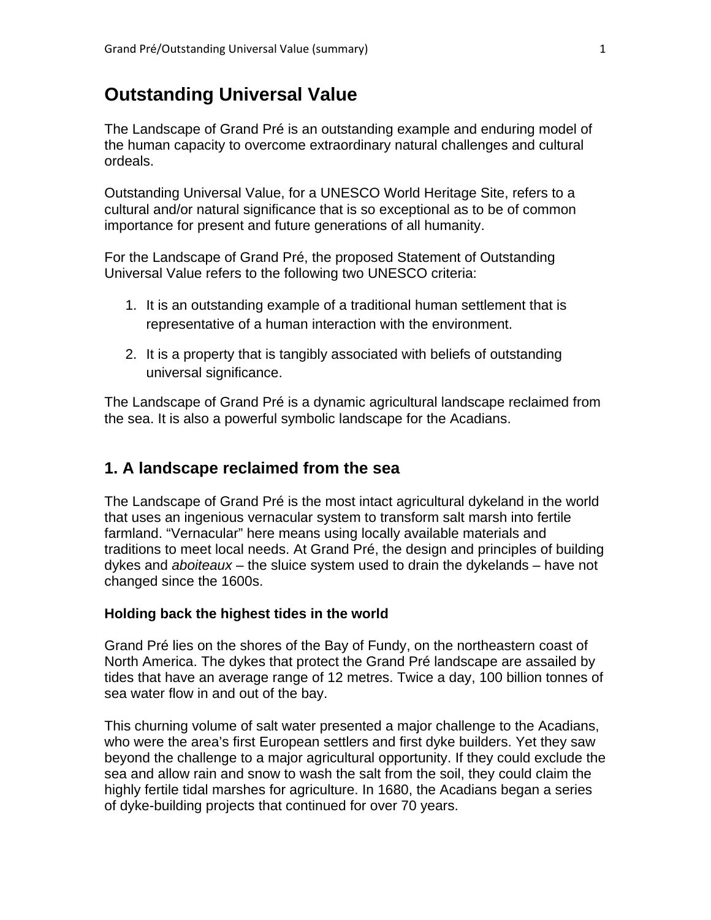# Outstanding Universal Value

The Landscape of Grand Pré is an outstanding example and enduring model of the human capacity to overcome extraordinary natural challenges and cultural ordeals.

Outstanding Universal Value, for a UNESCO World Heritage Site, refers to a cultural and/or natural significance that is so exceptional as to be of common importance for present and future generations of all humanity.

For the Landscape of Grand Pré, the proposed Statement of Outstanding Universal Value refers to the following two UNESCO criteria:

1. It is an outstanding example of a traditional human settlement that is representative of a human interaction with the environment.
2. It is a property that is tangibly associated with beliefs of outstanding universal significance.

The Landscape of Grand Pré is a dynamic agricultural landscape reclaimed from the sea. It is also a powerful symbolic landscape for the Acadians.

## 1. A landscape reclaimed from the sea

The Landscape of Grand Pré is the most intact agricultural dykeland in the world that uses an ingenious vernacular system to transform salt marsh into fertile farmland. "Vernacular" here means using locally available materials and traditions to meet local needs. At Grand Pré, the design and principles of building dykes and *aboiteaux* – the sluice system used to drain the dykelands – have not changed since the 1600s.

### Holding back the highest tides in the world

Grand Pré lies on the shores of the Bay of Fundy, on the northeastern coast of North America. The dykes that protect the Grand Pré landscape are assailed by tides that have an average range of 12 metres. Twice a day, 100 billion tonnes of sea water flow in and out of the bay.

This churning volume of salt water presented a major challenge to the Acadians, who were the area's first European settlers and first dyke builders. Yet they saw beyond the challenge to a major agricultural opportunity. If they could exclude the sea and allow rain and snow to wash the salt from the soil, they could claim the highly fertile tidal marshes for agriculture. In 1680, the Acadians began a series of dyke-building projects that continued for over 70 years.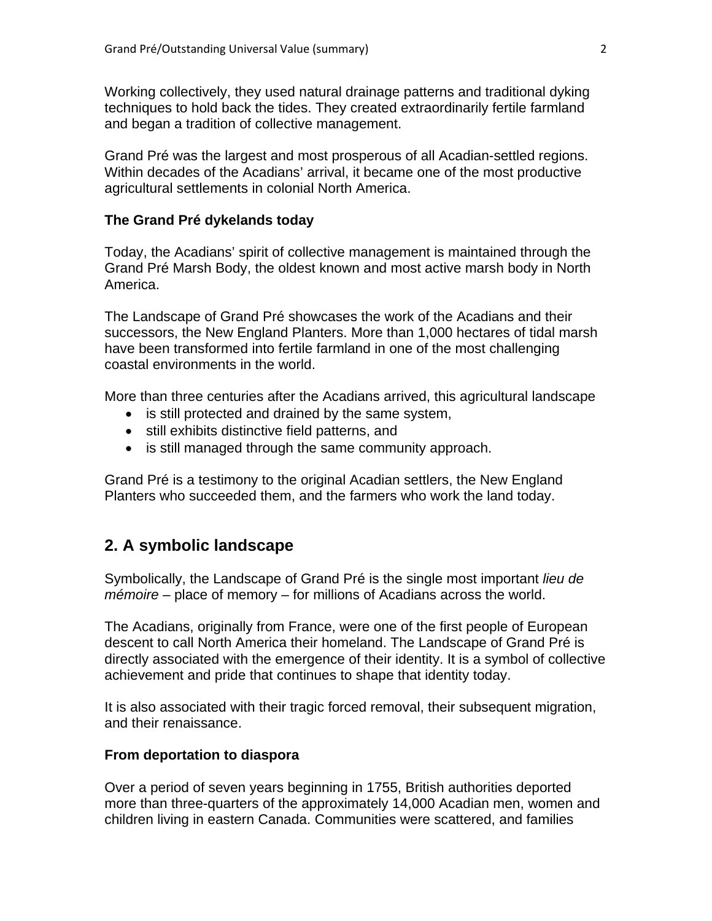Working collectively, they used natural drainage patterns and traditional dyking techniques to hold back the tides. They created extraordinarily fertile farmland and began a tradition of collective management.

Grand Pré was the largest and most prosperous of all Acadian-settled regions. Within decades of the Acadians' arrival, it became one of the most productive agricultural settlements in colonial North America.

### The Grand Pré dykelands today

Today, the Acadians' spirit of collective management is maintained through the Grand Pré Marsh Body, the oldest known and most active marsh body in North America.

The Landscape of Grand Pré showcases the work of the Acadians and their successors, the New England Planters. More than 1,000 hectares of tidal marsh have been transformed into fertile farmland in one of the most challenging coastal environments in the world.

More than three centuries after the Acadians arrived, this agricultural landscape

- is still protected and drained by the same system,
- still exhibits distinctive field patterns, and
- is still managed through the same community approach.

Grand Pré is a testimony to the original Acadian settlers, the New England Planters who succeeded them, and the farmers who work the land today.

## 2. A symbolic landscape

Symbolically, the Landscape of Grand Pré is the single most important *lieu de mémoire* – place of memory – for millions of Acadians across the world.

The Acadians, originally from France, were one of the first people of European descent to call North America their homeland. The Landscape of Grand Pré is directly associated with the emergence of their identity. It is a symbol of collective achievement and pride that continues to shape that identity today.

It is also associated with their tragic forced removal, their subsequent migration, and their renaissance.

### From deportation to diaspora

Over a period of seven years beginning in 1755, British authorities deported more than three-quarters of the approximately 14,000 Acadian men, women and children living in eastern Canada. Communities were scattered, and families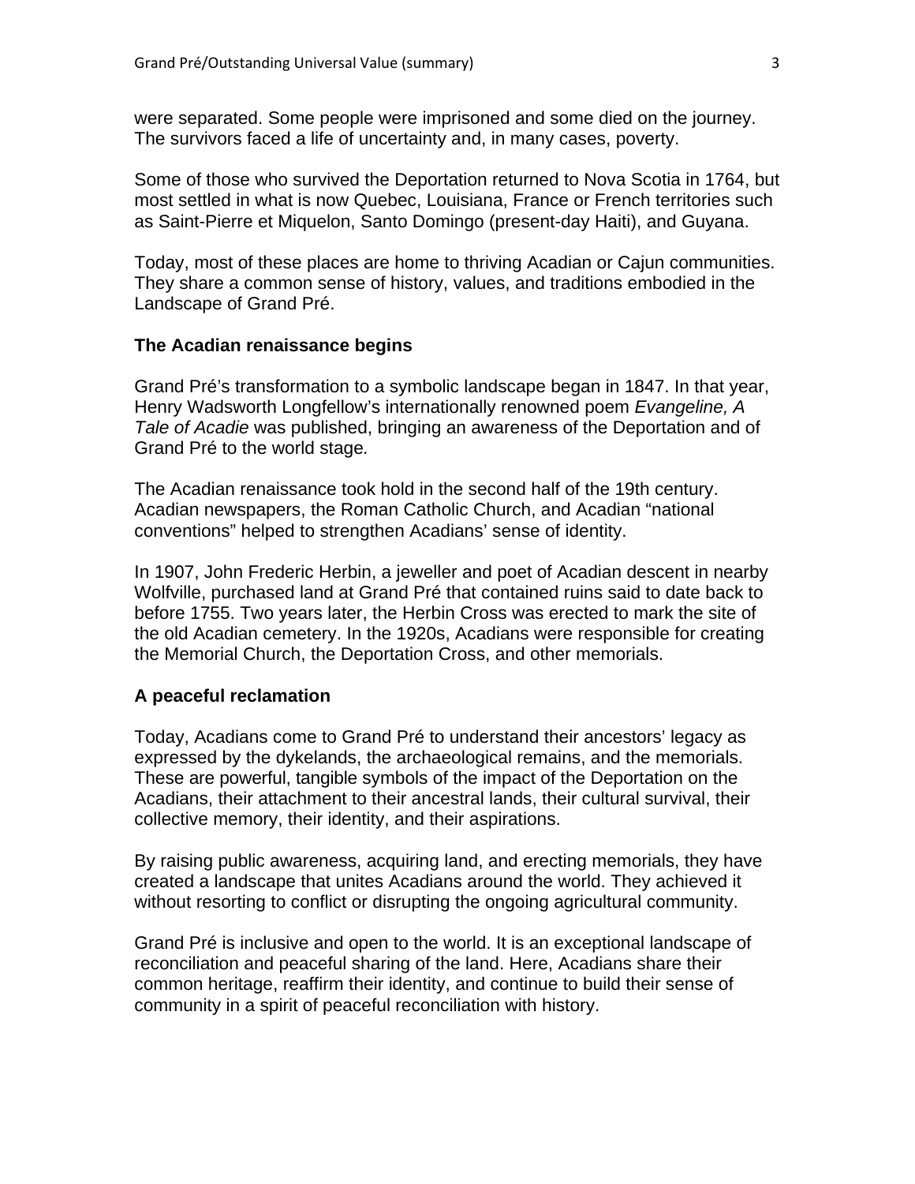were separated. Some people were imprisoned and some died on the journey. The survivors faced a life of uncertainty and, in many cases, poverty.

Some of those who survived the Deportation returned to Nova Scotia in 1764, but most settled in what is now Quebec, Louisiana, France or French territories such as Saint-Pierre et Miquelon, Santo Domingo (present-day Haiti), and Guyana.

Today, most of these places are home to thriving Acadian or Cajun communities. They share a common sense of history, values, and traditions embodied in the Landscape of Grand Pré.

**The Acadian renaissance begins**

Grand Pré's transformation to a symbolic landscape began in 1847. In that year, Henry Wadsworth Longfellow's internationally renowned poem *Evangeline, A Tale of Acadie* was published, bringing an awareness of the Deportation and of Grand Pré to the world stage*.*

The Acadian renaissance took hold in the second half of the 19th century. Acadian newspapers, the Roman Catholic Church, and Acadian "national conventions" helped to strengthen Acadians' sense of identity.

In 1907, John Frederic Herbin, a jeweller and poet of Acadian descent in nearby Wolfville, purchased land at Grand Pré that contained ruins said to date back to before 1755. Two years later, the Herbin Cross was erected to mark the site of the old Acadian cemetery. In the 1920s, Acadians were responsible for creating the Memorial Church, the Deportation Cross, and other memorials.

**A peaceful reclamation**

Today, Acadians come to Grand Pré to understand their ancestors' legacy as expressed by the dykelands, the archaeological remains, and the memorials. These are powerful, tangible symbols of the impact of the Deportation on the Acadians, their attachment to their ancestral lands, their cultural survival, their collective memory, their identity, and their aspirations.

By raising public awareness, acquiring land, and erecting memorials, they have created a landscape that unites Acadians around the world. They achieved it without resorting to conflict or disrupting the ongoing agricultural community.

Grand Pré is inclusive and open to the world. It is an exceptional landscape of reconciliation and peaceful sharing of the land. Here, Acadians share their common heritage, reaffirm their identity, and continue to build their sense of community in a spirit of peaceful reconciliation with history.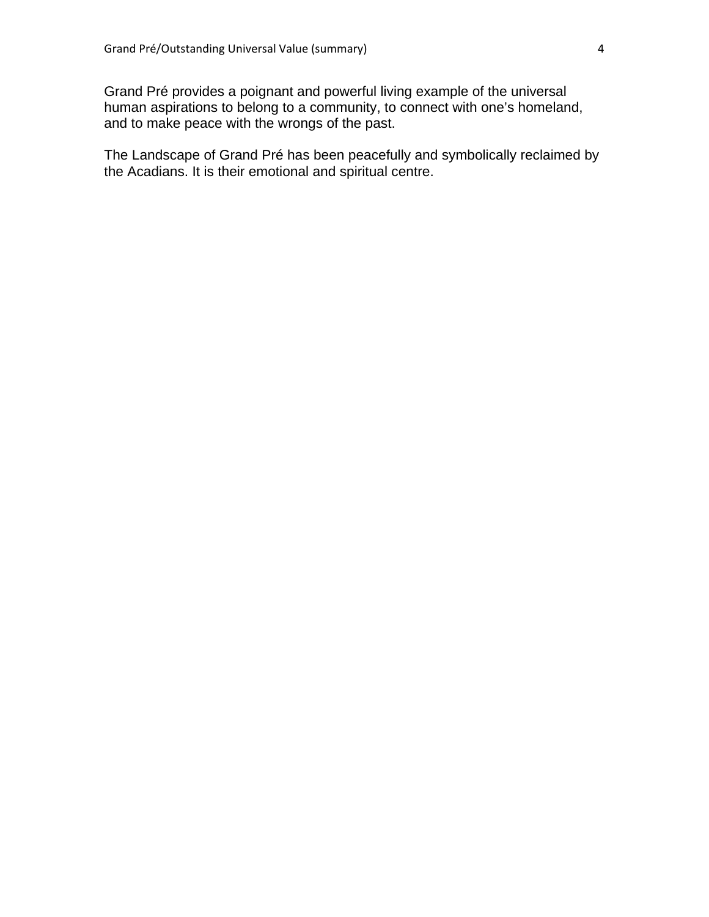Grand Pré provides a poignant and powerful living example of the universal human aspirations to belong to a community, to connect with one's homeland, and to make peace with the wrongs of the past.

The Landscape of Grand Pré has been peacefully and symbolically reclaimed by the Acadians. It is their emotional and spiritual centre.